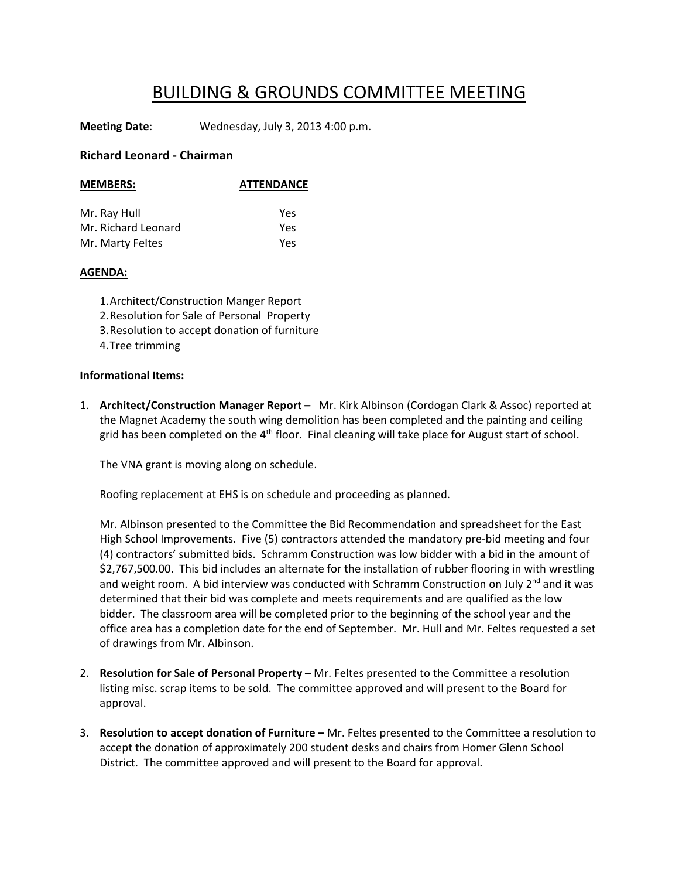# BUILDING & GROUNDS COMMITTEE MEETING

**Meeting Date**: Wednesday, July 3, 2013 4:00 p.m.

**Richard Leonard - Chairman**

| **MEMBERS:** | **ATTENDANCE** |
|---|---|
| Mr. Ray Hull | Yes |
| Mr. Richard Leonard | Yes |
| Mr. Marty Feltes | Yes |

**AGENDA:**

1. Architect/Construction Manger Report
2. Resolution for Sale of Personal Property
3. Resolution to accept donation of furniture
4. Tree trimming

**Informational Items:**

1. **Architect/Construction Manager Report –** Mr. Kirk Albinson (Cordogan Clark & Assoc) reported at the Magnet Academy the south wing demolition has been completed and the painting and ceiling grid has been completed on the 4th floor. Final cleaning will take place for August start of school.

   The VNA grant is moving along on schedule.

   Roofing replacement at EHS is on schedule and proceeding as planned.

   Mr. Albinson presented to the Committee the Bid Recommendation and spreadsheet for the East High School Improvements. Five (5) contractors attended the mandatory pre-bid meeting and four (4) contractors' submitted bids. Schramm Construction was low bidder with a bid in the amount of $2,767,500.00. This bid includes an alternate for the installation of rubber flooring in with wrestling and weight room. A bid interview was conducted with Schramm Construction on July 2nd and it was determined that their bid was complete and meets requirements and are qualified as the low bidder. The classroom area will be completed prior to the beginning of the school year and the office area has a completion date for the end of September. Mr. Hull and Mr. Feltes requested a set of drawings from Mr. Albinson.

2. **Resolution for Sale of Personal Property –** Mr. Feltes presented to the Committee a resolution listing misc. scrap items to be sold. The committee approved and will present to the Board for approval.

3. **Resolution to accept donation of Furniture –** Mr. Feltes presented to the Committee a resolution to accept the donation of approximately 200 student desks and chairs from Homer Glenn School District. The committee approved and will present to the Board for approval.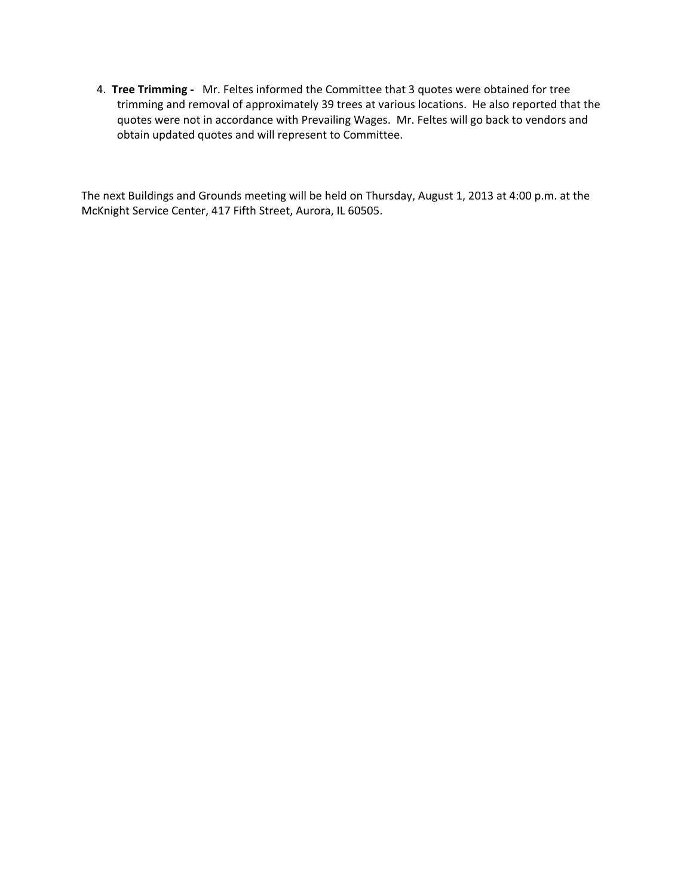4. **Tree Trimming -** Mr. Feltes informed the Committee that 3 quotes were obtained for tree trimming and removal of approximately 39 trees at various locations. He also reported that the quotes were not in accordance with Prevailing Wages. Mr. Feltes will go back to vendors and obtain updated quotes and will represent to Committee.

The next Buildings and Grounds meeting will be held on Thursday, August 1, 2013 at 4:00 p.m. at the McKnight Service Center, 417 Fifth Street, Aurora, IL 60505.